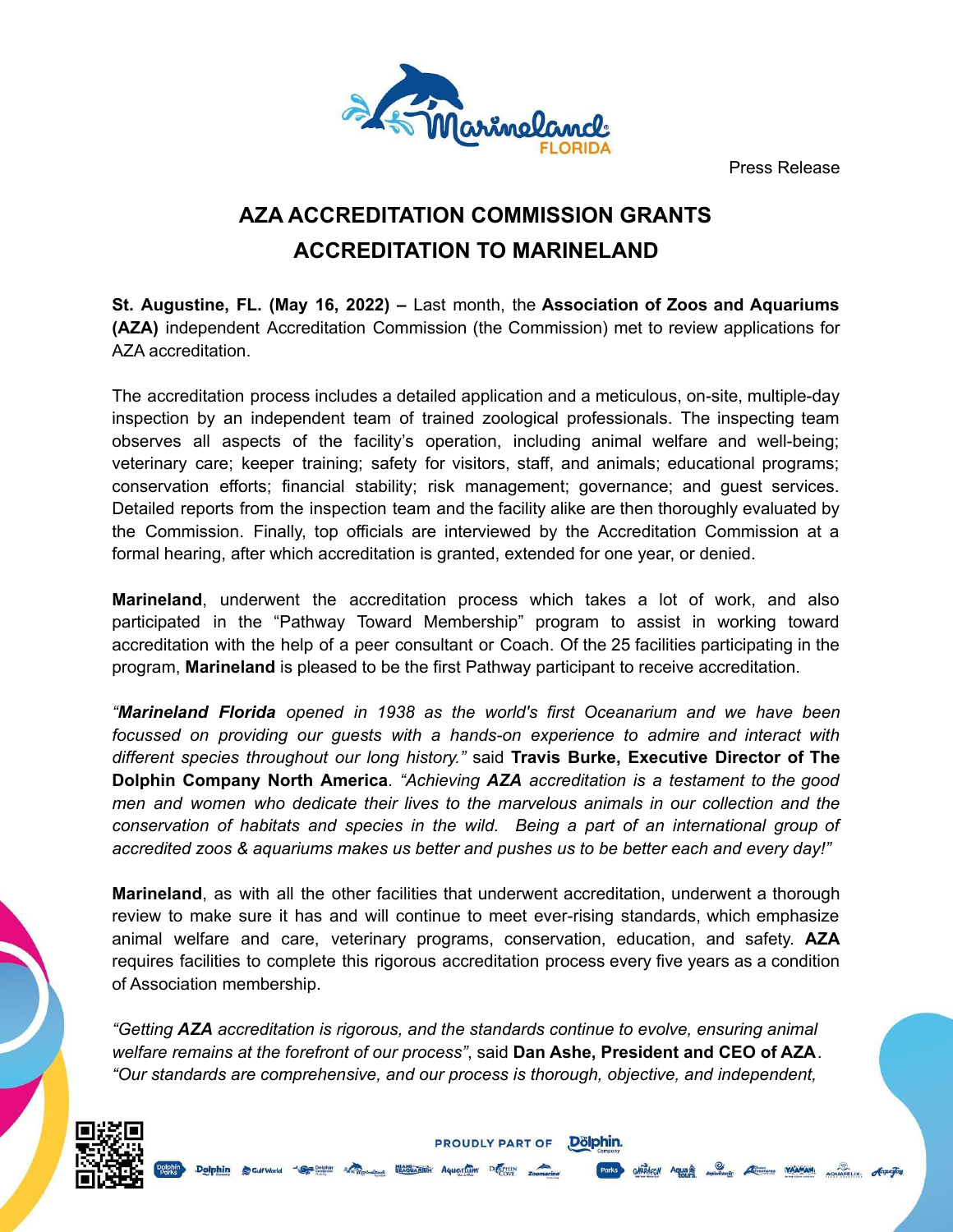Press Release

# AZA ACCREDITATION COMMISSION GRANTS ACCREDITATION TO MARINELAND

**St. Augustine, FL. (May 16, 2022) –** Last month, the **Association of Zoos and Aquariums (AZA)** independent Accreditation Commission (the Commission) met to review applications for AZA accreditation.

The accreditation process includes a detailed application and a meticulous, on-site, multiple-day inspection by an independent team of trained zoological professionals. The inspecting team observes all aspects of the facility's operation, including animal welfare and well-being; veterinary care; keeper training; safety for visitors, staff, and animals; educational programs; conservation efforts; financial stability; risk management; governance; and guest services. Detailed reports from the inspection team and the facility alike are then thoroughly evaluated by the Commission. Finally, top officials are interviewed by the Accreditation Commission at a formal hearing, after which accreditation is granted, extended for one year, or denied.

**Marineland**, underwent the accreditation process which takes a lot of work, and also participated in the "Pathway Toward Membership" program to assist in working toward accreditation with the help of a peer consultant or Coach. Of the 25 facilities participating in the program, **Marineland** is pleased to be the first Pathway participant to receive accreditation.

*"**Marineland Florida** opened in 1938 as the world's first Oceanarium and we have been focussed on providing our guests with a hands-on experience to admire and interact with different species throughout our long history."* said **Travis Burke, Executive Director of The Dolphin Company North America**. *"Achieving **AZA** accreditation is a testament to the good men and women who dedicate their lives to the marvelous animals in our collection and the conservation of habitats and species in the wild. Being a part of an international group of accredited zoos & aquariums makes us better and pushes us to be better each and every day!"*

**Marineland**, as with all the other facilities that underwent accreditation, underwent a thorough review to make sure it has and will continue to meet ever-rising standards, which emphasize animal welfare and care, veterinary programs, conservation, education, and safety. **AZA** requires facilities to complete this rigorous accreditation process every five years as a condition of Association membership.

*"Getting **AZA** accreditation is rigorous, and the standards continue to evolve, ensuring animal welfare remains at the forefront of our process"*, said **Dan Ashe, President and CEO of AZA**. *"Our standards are comprehensive, and our process is thorough, objective, and independent,*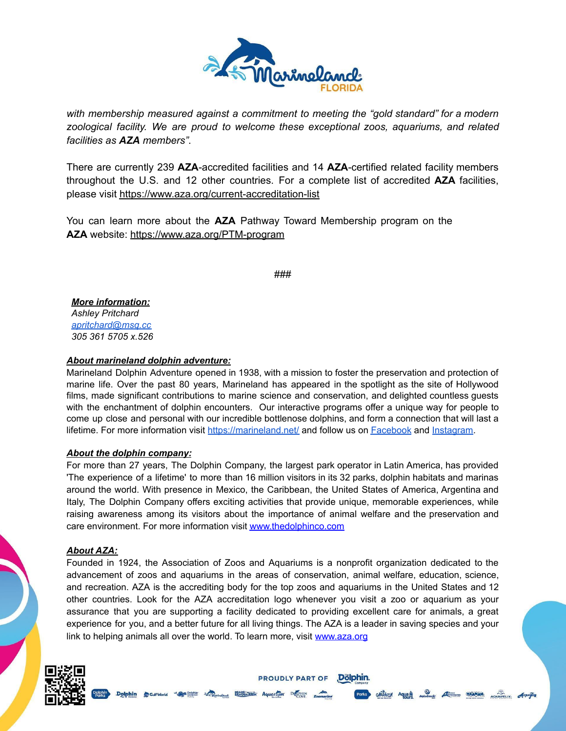*with membership measured against a commitment to meeting the "gold standard" for a modern zoological facility. We are proud to welcome these exceptional zoos, aquariums, and related facilities as **AZA** members".*

There are currently 239 **AZA**-accredited facilities and 14 **AZA**-certified related facility members throughout the U.S. and 12 other countries. For a complete list of accredited **AZA** facilities, please visit https://www.aza.org/current-accreditation-list

You can learn more about the **AZA** Pathway Toward Membership program on the **AZA** website: https://www.aza.org/PTM-program

###

***More information:***
*Ashley Pritchard*
*apritchard@msq.cc*
*305 361 5705 x.526*

***About marineland dolphin adventure:***

Marineland Dolphin Adventure opened in 1938, with a mission to foster the preservation and protection of marine life. Over the past 80 years, Marineland has appeared in the spotlight as the site of Hollywood films, made significant contributions to marine science and conservation, and delighted countless guests with the enchantment of dolphin encounters. Our interactive programs offer a unique way for people to come up close and personal with our incredible bottlenose dolphins, and form a connection that will last a lifetime. For more information visit https://marineland.net/ and follow us on Facebook and Instagram.

***About the dolphin company:***

For more than 27 years, The Dolphin Company, the largest park operator in Latin America, has provided 'The experience of a lifetime' to more than 16 million visitors in its 32 parks, dolphin habitats and marinas around the world. With presence in Mexico, the Caribbean, the United States of America, Argentina and Italy, The Dolphin Company offers exciting activities that provide unique, memorable experiences, while raising awareness among its visitors about the importance of animal welfare and the preservation and care environment. For more information visit www.thedolphinco.com

***About AZA:***

Founded in 1924, the Association of Zoos and Aquariums is a nonprofit organization dedicated to the advancement of zoos and aquariums in the areas of conservation, animal welfare, education, science, and recreation. AZA is the accrediting body for the top zoos and aquariums in the United States and 12 other countries. Look for the AZA accreditation logo whenever you visit a zoo or aquarium as your assurance that you are supporting a facility dedicated to providing excellent care for animals, a great experience for you, and a better future for all living things. The AZA is a leader in saving species and your link to helping animals all over the world. To learn more, visit www.aza.org

PROUDLY PART OF Dolphin Company